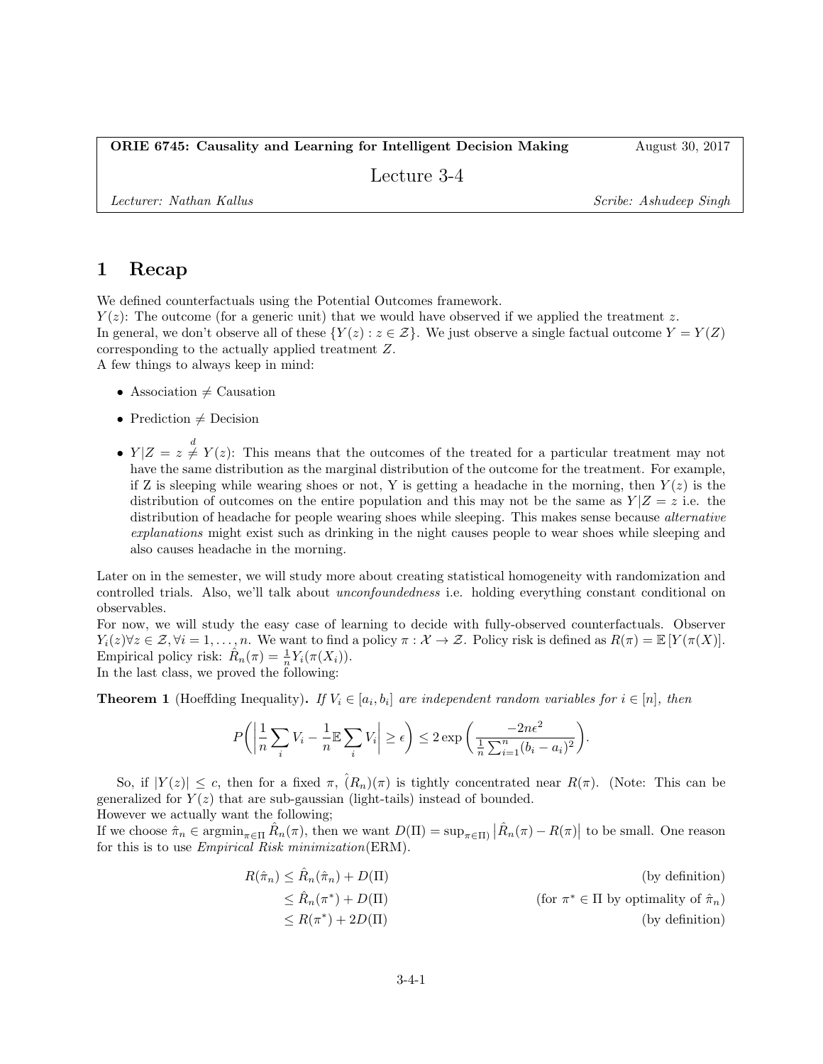**ORIE 6745: Causality and Learning for Intelligent Decision Making** August 30, 2017

Lecture 3-4

*Lecturer: Nathan Kallus* *Scribe: Ashudeep Singh*

# 1 Recap

We defined counterfactuals using the Potential Outcomes framework.
$Y(z)$: The outcome (for a generic unit) that we would have observed if we applied the treatment $z$.
In general, we don't observe all of these $\{Y(z) : z \in \mathcal{Z}\}$. We just observe a single factual outcome $Y = Y(Z)$ corresponding to the actually applied treatment $Z$.
A few things to always keep in mind:

- Association $\neq$ Causation
- Prediction $\neq$ Decision
- $Y|Z = z \overset{d}{\neq} Y(z)$: This means that the outcomes of the treated for a particular treatment may not have the same distribution as the marginal distribution of the outcome for the treatment. For example, if Z is sleeping while wearing shoes or not, Y is getting a headache in the morning, then $Y(z)$ is the distribution of outcomes on the entire population and this may not be the same as $Y|Z = z$ i.e. the distribution of headache for people wearing shoes while sleeping. This makes sense because *alternative explanations* might exist such as drinking in the night causes people to wear shoes while sleeping and also causes headache in the morning.

Later on in the semester, we will study more about creating statistical homogeneity with randomization and controlled trials. Also, we'll talk about *unconfoundedness* i.e. holding everything constant conditional on observables.
For now, we will study the easy case of learning to decide with fully-observed counterfactuals. Observer $Y_i(z) \forall z \in \mathcal{Z}, \forall i = 1, \ldots, n$. We want to find a policy $\pi : \mathcal{X} \to \mathcal{Z}$. Policy risk is defined as $R(\pi) = \mathbb{E}[Y(\pi(X)]$.
Empirical policy risk: $\hat{R}_n(\pi) = \frac{1}{n} Y_i(\pi(X_i))$.
In the last class, we proved the following:

**Theorem 1** (Hoeffding Inequality)**.** *If $V_i \in [a_i, b_i]$ are independent random variables for $i \in [n]$, then*

$$P\left(\left|\frac{1}{n}\sum_i V_i - \frac{1}{n}\mathbb{E}\sum_i V_i\right| \geq \epsilon\right) \leq 2\exp\left(\frac{-2n\epsilon^2}{\frac{1}{n}\sum_{i=1}^n (b_i - a_i)^2}\right).$$

So, if $|Y(z)| \leq c$, then for a fixed $\pi$, $\hat{(R_n)}(\pi)$ is tightly concentrated near $R(\pi)$. (Note: This can be generalized for $Y(z)$ that are sub-gaussian (light-tails) instead of bounded.
However we actually want the following;
If we choose $\hat{\pi}_n \in \operatorname{argmin}_{\pi \in \Pi} \hat{R}_n(\pi)$, then we want $D(\Pi) = \sup_{\pi \in \Pi)} \left|\hat{R}_n(\pi) - R(\pi)\right|$ to be small. One reason for this is to use *Empirical Risk minimization*(ERM).

$$\begin{aligned}
R(\hat{\pi}_n) &\leq \hat{R}_n(\hat{\pi}_n) + D(\Pi) && \text{(by definition)} \\
&\leq \hat{R}_n(\pi^*) + D(\Pi) && \text{(for } \pi^* \in \Pi \text{ by optimality of } \hat{\pi}_n\text{)} \\
&\leq R(\pi^*) + 2D(\Pi) && \text{(by definition)}
\end{aligned}$$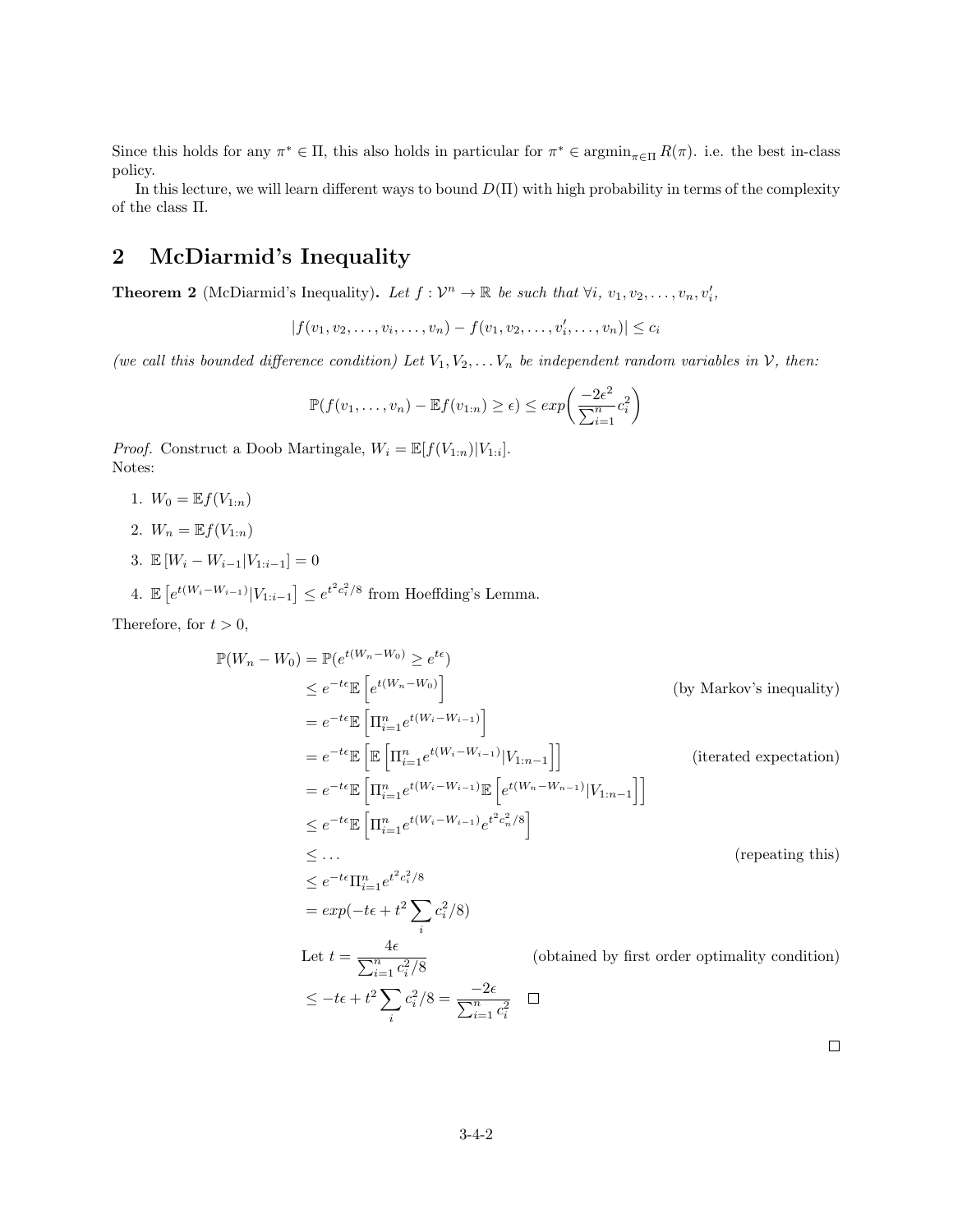Since this holds for any $\pi^* \in \Pi$, this also holds in particular for $\pi^* \in \text{argmin}_{\pi \in \Pi} R(\pi)$. i.e. the best in-class policy.

In this lecture, we will learn different ways to bound $D(\Pi)$ with high probability in terms of the complexity of the class $\Pi$.

## 2 McDiarmid's Inequality

**Theorem 2** (McDiarmid's Inequality)**.** *Let $f : \mathcal{V}^n \to \mathbb{R}$ be such that $\forall i,\ v_1, v_2, \dots, v_n, v_i'$,*

$$|f(v_1, v_2, \dots, v_i, \dots, v_n) - f(v_1, v_2, \dots, v_i', \dots, v_n)| \leq c_i$$

*(we call this bounded difference condition) Let $V_1, V_2, \dots V_n$ be independent random variables in $\mathcal{V}$, then:*

$$\mathbb{P}(f(v_1, \dots, v_n) - \mathbb{E}f(v_{1:n}) \geq \epsilon) \leq exp\left(\frac{-2\epsilon^2}{\sum_{i=1}^n} c_i^2\right)$$

*Proof.* Construct a Doob Martingale, $W_i = \mathbb{E}[f(V_{1:n})|V_{1:i}]$.
Notes:

1. $W_0 = \mathbb{E}f(V_{1:n})$
2. $W_n = \mathbb{E}f(V_{1:n})$
3. $\mathbb{E}\left[W_i - W_{i-1} | V_{1:i-1}\right] = 0$
4. $\mathbb{E}\left[e^{t(W_i - W_{i-1})}|V_{1:i-1}\right] \leq e^{t^2 c_i^2/8}$ from Hoeffding's Lemma.

Therefore, for $t > 0$,

$$\begin{aligned}
\mathbb{P}(W_n - W_0) &= \mathbb{P}(e^{t(W_n - W_0)} \geq e^{t\epsilon}) \\
&\leq e^{-t\epsilon}\mathbb{E}\left[e^{t(W_n - W_0)}\right] && \text{(by Markov's inequality)} \\
&= e^{-t\epsilon}\mathbb{E}\left[\Pi_{i=1}^n e^{t(W_i - W_{i-1})}\right] \\
&= e^{-t\epsilon}\mathbb{E}\left[\mathbb{E}\left[\Pi_{i=1}^n e^{t(W_i - W_{i-1})}|V_{1:n-1}\right]\right] && \text{(iterated expectation)} \\
&= e^{-t\epsilon}\mathbb{E}\left[\Pi_{i=1}^n e^{t(W_i - W_{i-1})}\mathbb{E}\left[e^{t(W_n - W_{n-1})}|V_{1:n-1}\right]\right] \\
&\leq e^{-t\epsilon}\mathbb{E}\left[\Pi_{i=1}^n e^{t(W_i - W_{i-1})} e^{t^2 c_n^2/8}\right] \\
&\leq \dots && \text{(repeating this)} \\
&\leq e^{-t\epsilon}\Pi_{i=1}^n e^{t^2 c_i^2/8} \\
&= exp(-t\epsilon + t^2 \sum_i c_i^2/8) \\
\text{Let } t &= \frac{4\epsilon}{\sum_{i=1}^n c_i^2/8} && \text{(obtained by first order optimality condition)} \\
&\leq -t\epsilon + t^2 \sum_i c_i^2/8 = \frac{-2\epsilon}{\sum_{i=1}^n c_i^2} \quad \square
\end{aligned}$$

$\square$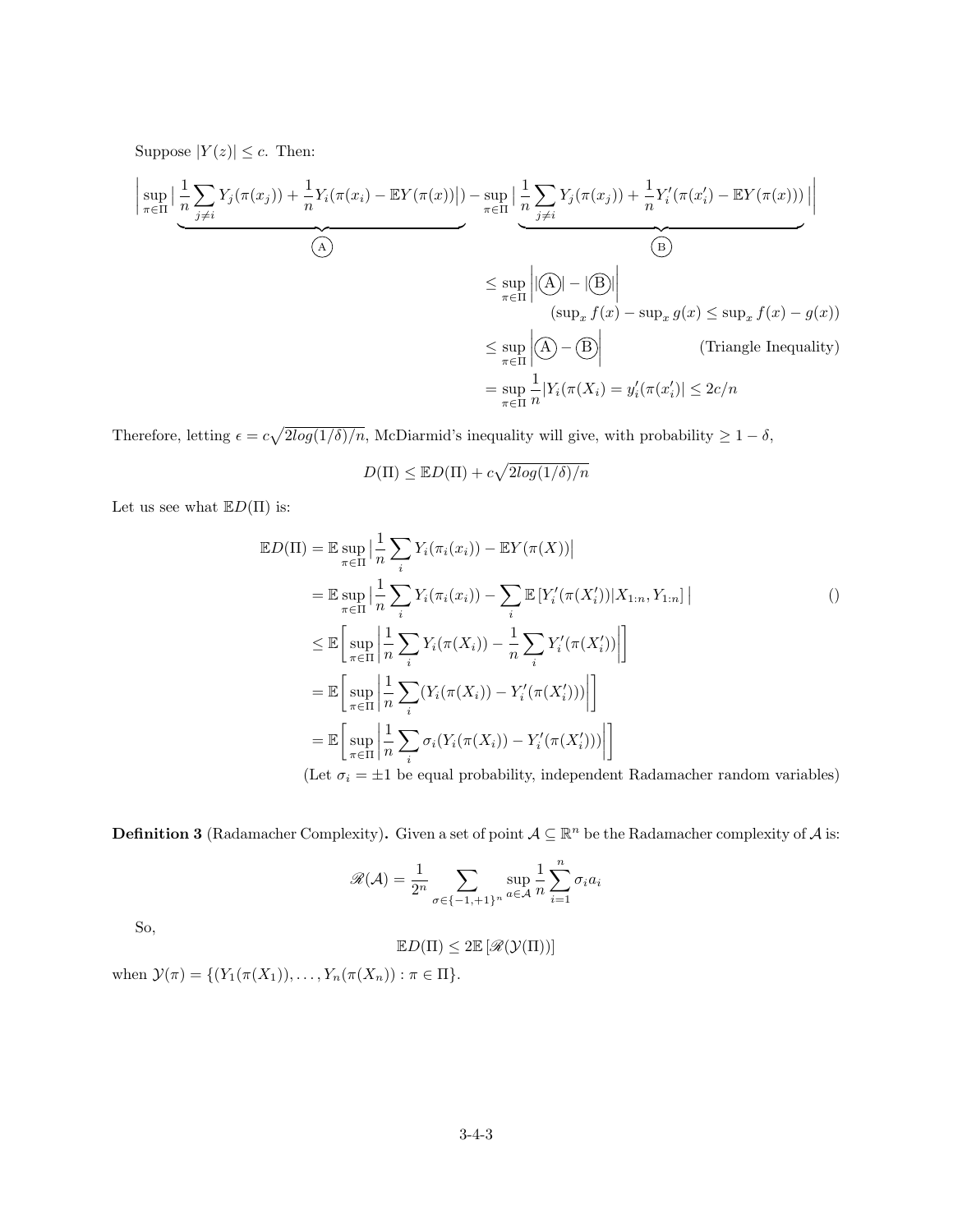Suppose $|Y(z)| \leq c$. Then:

$$
\left| \sup_{\pi\in\Pi} \Big| \underbrace{\frac{1}{n}\sum_{j\neq i} Y_j(\pi(x_j)) + \frac{1}{n}Y_i(\pi(x_i) - \mathbb{E}Y(\pi(x))}_{\text{Ⓐ}}\Big|) - \sup_{\pi\in\Pi} \Big| \underbrace{\frac{1}{n}\sum_{j\neq i} Y_j(\pi(x_j)) + \frac{1}{n}Y_i'(\pi(x_i') - \mathbb{E}Y(\pi(x)))}_{\text{Ⓑ}} \Big| \right|
$$

$$
\begin{aligned}
&\leq \sup_{\pi\in\Pi} \Big| |\text{Ⓐ}| - |\text{Ⓑ}| \Big| \\
&\qquad (\sup_x f(x) - \sup_x g(x) \leq \sup_x f(x) - g(x)) \\
&\leq \sup_{\pi\in\Pi} \Big| \text{Ⓐ} - \text{Ⓑ} \Big| \qquad \text{(Triangle Inequality)} \\
&= \sup_{\pi\in\Pi} \frac{1}{n} |Y_i(\pi(X_i) = y_i'(\pi(x_i')| \leq 2c/n
\end{aligned}
$$

Therefore, letting $\epsilon = c\sqrt{2log(1/\delta)/n}$, McDiarmid's inequality will give, with probability $\geq 1-\delta$,

$$
D(\Pi) \leq \mathbb{E}D(\Pi) + c\sqrt{2log(1/\delta)/n}
$$

Let us see what $\mathbb{E}D(\Pi)$ is:

$$
\begin{aligned}
\mathbb{E}D(\Pi) &= \mathbb{E}\sup_{\pi\in\Pi} \Big| \frac{1}{n}\sum_i Y_i(\pi_i(x_i)) - \mathbb{E}Y(\pi(X)) \Big| \\
&= \mathbb{E}\sup_{\pi\in\Pi} \Big| \frac{1}{n}\sum_i Y_i(\pi_i(x_i)) - \sum_i \mathbb{E}\left[Y_i'(\pi(X_i'))|X_{1:n}, Y_{1:n}\right] \Big| \qquad () \\
&\leq \mathbb{E}\left[\sup_{\pi\in\Pi}\left|\frac{1}{n}\sum_i Y_i(\pi(X_i)) - \frac{1}{n}\sum_i Y_i'(\pi(X_i'))\right|\right] \\
&= \mathbb{E}\left[\sup_{\pi\in\Pi}\left|\frac{1}{n}\sum_i (Y_i(\pi(X_i)) - Y_i'(\pi(X_i')))\right|\right] \\
&= \mathbb{E}\left[\sup_{\pi\in\Pi}\left|\frac{1}{n}\sum_i \sigma_i(Y_i(\pi(X_i)) - Y_i'(\pi(X_i')))\right|\right]
\end{aligned}
$$

(Let $\sigma_i = \pm 1$ be equal probability, independent Radamacher random variables)

**Definition 3** (Radamacher Complexity)**.** Given a set of point $\mathcal{A} \subseteq \mathbb{R}^n$ be the Radamacher complexity of $\mathcal{A}$ is:

$$
\mathscr{R}(\mathcal{A}) = \frac{1}{2^n}\sum_{\sigma\in\{-1,+1\}^n} \sup_{a\in\mathcal{A}} \frac{1}{n}\sum_{i=1}^n \sigma_i a_i
$$

So,

$$
\mathbb{E}D(\Pi) \leq 2\mathbb{E}\left[\mathscr{R}(\mathcal{Y}(\Pi))\right]
$$

when $\mathcal{Y}(\pi) = \{(Y_1(\pi(X_1)), \ldots, Y_n(\pi(X_n)) : \pi \in \Pi\}$.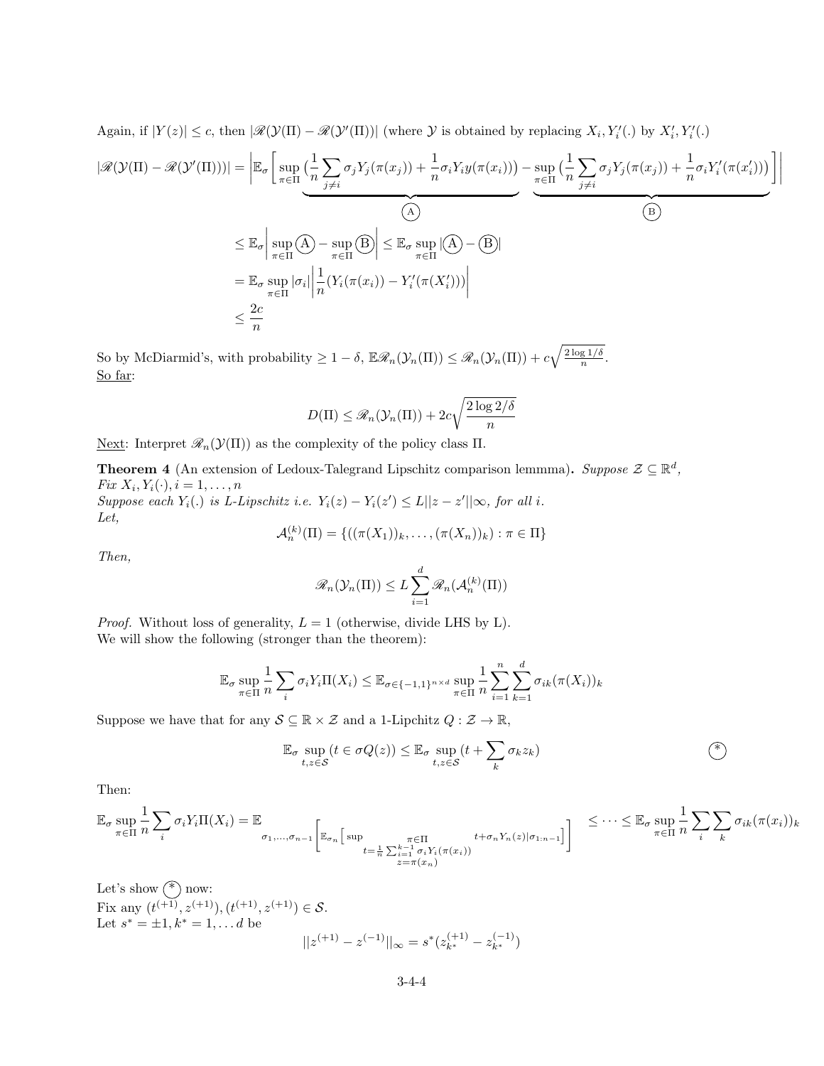Again, if $|Y(z)| \le c$, then $|\mathscr{R}(\mathcal{Y}(\Pi) - \mathscr{R}(\mathcal{Y}'(\Pi))|$ (where $\mathcal{Y}$ is obtained by replacing $X_i, Y_i'(.)$ by $X_i', Y_i'(.)$

$$
\begin{aligned}
|\mathscr{R}(\mathcal{Y}(\Pi) - \mathscr{R}(\mathcal{Y}'(\Pi)))| &= \Bigg|\mathbb{E}_\sigma\Bigg[\underbrace{\sup_{\pi\in\Pi}\Big(\frac{1}{n}\sum_{j\neq i}\sigma_j Y_j(\pi(x_j)) + \frac{1}{n}\sigma_i Y_i y(\pi(x_i))\Big)}_{\text{(A)}} - \underbrace{\sup_{\pi\in\Pi}\Big(\frac{1}{n}\sum_{j\neq i}\sigma_j Y_j(\pi(x_j)) + \frac{1}{n}\sigma_i Y_i'(\pi(x_i'))\Big)}_{\text{(B)}}\Bigg]\Bigg| \\
&\le \mathbb{E}_\sigma\Bigg|\sup_{\pi\in\Pi}\text{(A)} - \sup_{\pi\in\Pi}\text{(B)}\Bigg| \le \mathbb{E}_\sigma \sup_{\pi\in\Pi}|\text{(A)} - \text{(B)}| \\
&= \mathbb{E}_\sigma \sup_{\pi\in\Pi}|\sigma_i|\Bigg|\frac{1}{n}(Y_i(\pi(x_i)) - Y_i'(\pi(X_i')))\Bigg| \\
&\le \frac{2c}{n}
\end{aligned}
$$

So by McDiarmid's, with probability $\ge 1-\delta$, $\mathbb{E}\mathscr{R}_n(\mathcal{Y}_n(\Pi)) \le \mathscr{R}_n(\mathcal{Y}_n(\Pi)) + c\sqrt{\frac{2\log 1/\delta}{n}}$.

<u>So far</u>:

$$
D(\Pi) \le \mathscr{R}_n(\mathcal{Y}_n(\Pi)) + 2c\sqrt{\frac{2\log 2/\delta}{n}}
$$

<u>Next</u>: Interpret $\mathscr{R}_n(\mathcal{Y}(\Pi))$ as the complexity of the policy class $\Pi$.

**Theorem 4** (An extension of Ledoux-Talegrand Lipschitz comparison lemmma)**.** *Suppose $\mathcal{Z} \subseteq \mathbb{R}^d$, Fix $X_i, Y_i(\cdot), i = 1, \dots, n$*
*Suppose each $Y_i(.)$ is L-Lipschitz i.e. $Y_i(z) - Y_i(z') \le L||z - z'||\infty$, for all i.*
*Let,*

$$
\mathcal{A}_n^{(k)}(\Pi) = \{((\pi(X_1))_k, \dots, (\pi(X_n))_k) : \pi \in \Pi\}
$$

*Then,*

$$
\mathscr{R}_n(\mathcal{Y}_n(\Pi)) \le L\sum_{i=1}^{d}\mathscr{R}_n(\mathcal{A}_n^{(k)}(\Pi))
$$

*Proof.* Without loss of generality, $L = 1$ (otherwise, divide LHS by L).
We will show the following (stronger than the theorem):

$$
\mathbb{E}_\sigma \sup_{\pi\in\Pi}\frac{1}{n}\sum_i \sigma_i Y_i \Pi(X_i) \le \mathbb{E}_{\sigma\in\{-1,1\}^{n\times d}} \sup_{\pi\in\Pi}\frac{1}{n}\sum_{i=1}^{n}\sum_{k=1}^{d}\sigma_{ik}(\pi(X_i))_k
$$

Suppose we have that for any $\mathcal{S} \subseteq \mathbb{R}\times\mathcal{Z}$ and a 1-Lipchitz $Q : \mathcal{Z} \to \mathbb{R}$,

$$
\mathbb{E}_\sigma \sup_{t,z\in\mathcal{S}}(t \in \sigma Q(z)) \le \mathbb{E}_\sigma \sup_{t,z\in\mathcal{S}}(t + \sum_k \sigma_k z_k) \qquad (*)
$$

Then:

$$
\mathbb{E}_\sigma \sup_{\pi\in\Pi}\frac{1}{n}\sum_i \sigma_i Y_i \Pi(X_i) = \mathbb{E}_{\sigma_1,\dots,\sigma_{n-1}}\Bigg[\mathbb{E}_{\sigma_n}\Big[\sup_{\substack{\pi\in\Pi \\ t=\frac{1}{n}\sum_{i=1}^{k-1}\sigma_i Y_i(\pi(x_i)) \\ z=\pi(x_n)}} t + \sigma_n Y_n(z)|\sigma_{1:n-1}\Big]\Bigg] \le \dots \le \mathbb{E}_\sigma \sup_{\pi\in\Pi}\frac{1}{n}\sum_i\sum_k \sigma_{ik}(\pi(x_i))_k
$$

Let's show $(*)$ now:
Fix any $(t^{(+1)}, z^{(+1)}), (t^{(+1)}, z^{(+1)}) \in \mathcal{S}$.
Let $s^* = \pm 1, k^* = 1, \dots d$ be

$$
||z^{(+1)} - z^{(-1)}||_\infty = s^*(z_{k^*}^{(+1)} - z_{k^*}^{(-1)})
$$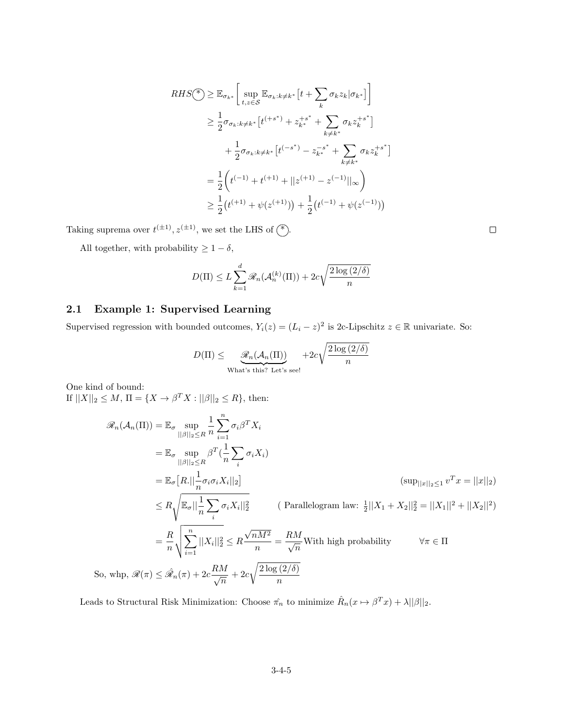$$
\begin{aligned}
RHS\textcircled{*} &\geq \mathbb{E}_{\sigma_{k^*}}\left[\sup_{t,z\in\mathcal{S}} \mathbb{E}_{\sigma_k:k\neq k^*}\big[t + \sum_k \sigma_k z_k | \sigma_{k^*}\big]\right] \\
&\geq \frac{1}{2}\sigma_{\sigma_k:k\neq k^*}\big[t^{(+s^*)} + z_{k^*}^{+s^*} + \sum_{k\neq k^*} \sigma_k z_k^{+s^*}\big] \\
&\quad + \frac{1}{2}\sigma_{\sigma_k:k\neq k^*}\big[t^{(-s^*)} - z_{k^*}^{-s^*} + \sum_{k\neq k^*} \sigma_k z_k^{+s^*}\big] \\
&= \frac{1}{2}\bigg(t^{(-1)} + t^{(+1)} + ||z^{(+1)} - z^{(-1)}||_\infty\bigg) \\
&\geq \frac{1}{2}\big(t^{(+1)} + \psi(z^{(+1)})\big) + \frac{1}{2}\big(t^{(-1)} + \psi(z^{(-1)})\big)
\end{aligned}
$$

Taking suprema over $t^{(\pm 1)}, z^{(\pm 1)}$, we set the LHS of $\textcircled{*}$. □

All together, with probability $\geq 1 - \delta$,

$$
D(\Pi) \leq L \sum_{k=1}^{d} \mathscr{R}_n(\mathcal{A}_n^{(k)}(\Pi)) + 2c\sqrt{\frac{2\log(2/\delta)}{n}}
$$

## 2.1 Example 1: Supervised Learning

Supervised regression with bounded outcomes, $Y_i(z) = (L_i - z)^2$ is 2c-Lipschitz $z \in \mathbb{R}$ univariate. So:

$$
D(\Pi) \leq \underbrace{\mathscr{R}_n(\mathcal{A}_n(\Pi))}_{\text{What's this? Let's see!}} + 2c\sqrt{\frac{2\log(2/\delta)}{n}}
$$

One kind of bound:
If $||X||_2 \leq M$, $\Pi = \{X \to \beta^T X : ||\beta||_2 \leq R\}$, then:

$$
\begin{aligned}
\mathscr{R}_n(\mathcal{A}_n(\Pi)) &= \mathbb{E}_\sigma \sup_{||\beta||_2 \leq R} \frac{1}{n}\sum_{i=1}^{n} \sigma_i \beta^T X_i \\
&= \mathbb{E}_\sigma \sup_{||\beta||_2 \leq R} \beta^T (\frac{1}{n}\sum_i \sigma_i X_i) \\
&= \mathbb{E}_\sigma\big[R.||\frac{1}{n}\sigma_i\sigma_i X_i||_2\big] && (\sup_{||x||_2\leq 1} v^T x = ||x||_2) \\
&\leq R\sqrt{\mathbb{E}_\sigma ||\frac{1}{n}\sum_i \sigma_i X_i||_2^2} && (\text{ Parallelogram law: } \tfrac{1}{2}||X_1 + X_2||_2^2 = ||X_1||^2 + ||X_2||^2) \\
&= \frac{R}{n}\sqrt{\sum_{i=1}^{n} ||X_i||_2^2} \leq R\frac{\sqrt{nM^2}}{n} = \frac{RM}{\sqrt{n}} \text{With high probability} && \forall \pi \in \Pi
\end{aligned}
$$

So, whp, $\mathscr{R}(\pi) \leq \hat{\mathscr{R}}_n(\pi) + 2c\frac{RM}{\sqrt{n}} + 2c\sqrt{\frac{2\log(2/\delta)}{n}}$

Leads to Structural Risk Minimization: Choose $\hat{\pi_n}$ to minimize $\hat{R}_n(x \mapsto \beta^T x) + \lambda||\beta||_2$.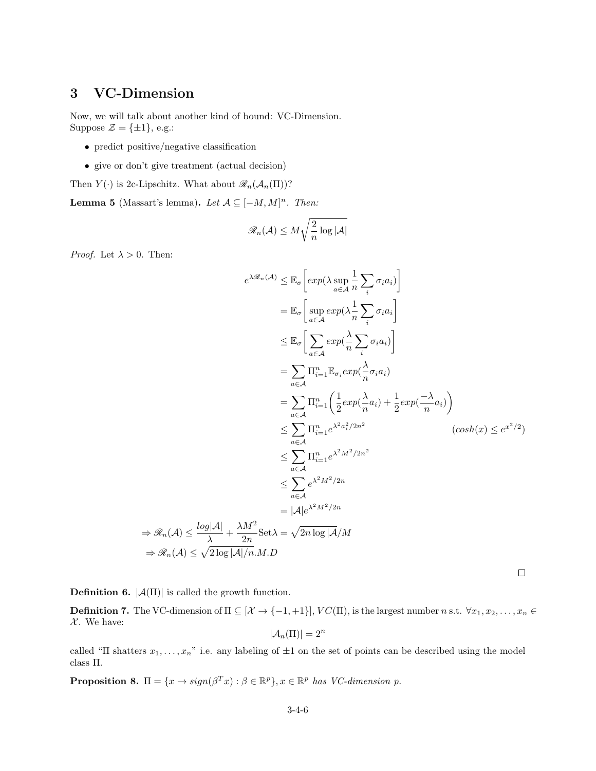## 3 VC-Dimension

Now, we will talk about another kind of bound: VC-Dimension.
Suppose $\mathcal{Z} = \{\pm 1\}$, e.g.:

- predict positive/negative classification
- give or don't give treatment (actual decision)

Then $Y(\cdot)$ is 2c-Lipschitz. What about $\mathscr{R}_n(\mathcal{A}_n(\Pi))$?

**Lemma 5** (Massart's lemma)**.** *Let $\mathcal{A} \subseteq [-M, M]^n$. Then:*

$$\mathscr{R}_n(\mathcal{A}) \leq M\sqrt{\frac{2}{n}\log|\mathcal{A}|}$$

*Proof.* Let $\lambda > 0$. Then:

$$\begin{aligned}
e^{\lambda \mathscr{R}_n(\mathcal{A})} &\leq \mathbb{E}_\sigma\left[exp(\lambda \sup_{a\in\mathcal{A}} \frac{1}{n}\sum_i \sigma_i a_i)\right] \\
&= \mathbb{E}_\sigma\left[\sup_{a\in\mathcal{A}} exp(\lambda\frac{1}{n}\sum_i \sigma_i a_i\right] \\
&\leq \mathbb{E}_\sigma\left[\sum_{a\in\mathcal{A}} exp(\frac{\lambda}{n}\sum_i \sigma_i a_i)\right] \\
&= \sum_{a\in\mathcal{A}} \Pi_{i=1}^n \mathbb{E}_{\sigma_i} exp(\frac{\lambda}{n}\sigma_i a_i) \\
&= \sum_{a\in\mathcal{A}} \Pi_{i=1}^n \left(\frac{1}{2}exp(\frac{\lambda}{n}a_i) + \frac{1}{2}exp(\frac{-\lambda}{n}a_i)\right) \\
&\leq \sum_{a\in\mathcal{A}} \Pi_{i=1}^n e^{\lambda^2 a_i^2/2n^2} \qquad\qquad (cosh(x) \leq e^{x^2/2}) \\
&\leq \sum_{a\in\mathcal{A}} \Pi_{i=1}^n e^{\lambda^2 M^2/2n^2} \\
&\leq \sum_{a\in\mathcal{A}} e^{\lambda^2 M^2/2n} \\
&= |\mathcal{A}| e^{\lambda^2 M^2/2n}
\end{aligned}$$

$$\Rightarrow \mathscr{R}_n(\mathcal{A}) \leq \frac{log|\mathcal{A}|}{\lambda} + \frac{\lambda M^2}{2n} \text{Set} \lambda = \sqrt{2n\log|\mathcal{A}}/M$$

$$\Rightarrow \mathscr{R}_n(\mathcal{A}) \leq \sqrt{2\log|\mathcal{A}|/n}.M.D$$

□

**Definition 6.** $|\mathcal{A}(\Pi)|$ is called the growth function.

**Definition 7.** The VC-dimension of $\Pi \subseteq [\mathcal{X} \to \{-1, +1\}]$, $VC(\Pi)$, is the largest number $n$ s.t. $\forall x_1, x_2, \ldots, x_n \in \mathcal{X}$. We have:

$$|\mathcal{A}_n(\Pi)| = 2^n$$

called "$\Pi$ shatters $x_1, \ldots, x_n$" i.e. any labeling of $\pm 1$ on the set of points can be described using the model class $\Pi$.

**Proposition 8.** *$\Pi = \{x \to sign(\beta^T x) : \beta \in \mathbb{R}^p\}, x \in \mathbb{R}^p$ has VC-dimension $p$.*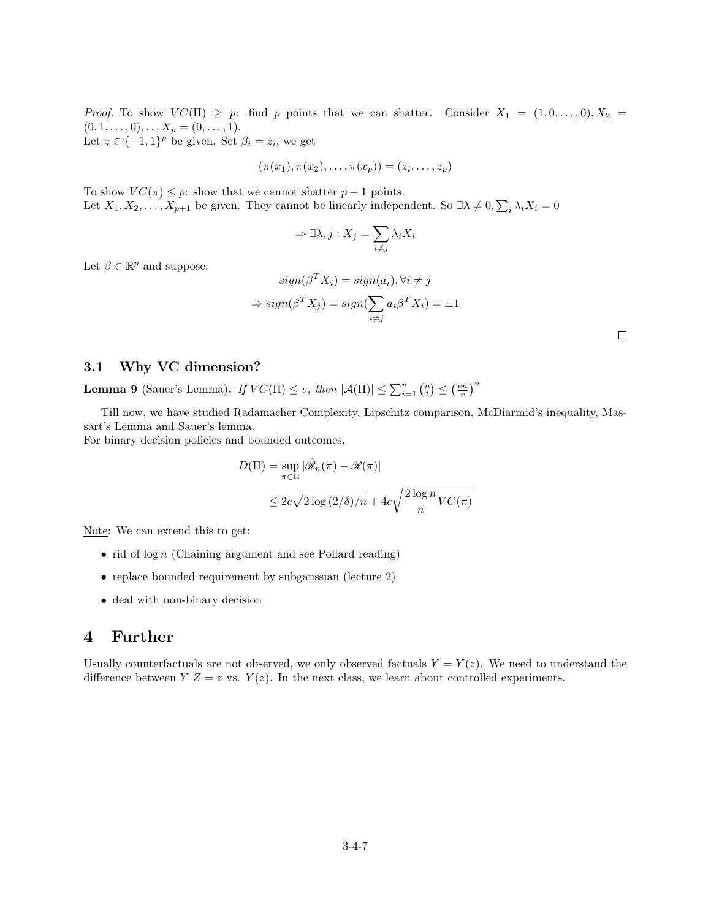*Proof.* To show $VC(\Pi) \geq p$: find $p$ points that we can shatter. Consider $X_1 = (1, 0, \ldots, 0), X_2 = (0, 1, \ldots, 0), \ldots X_p = (0, \ldots, 1)$.
Let $z \in \{-1, 1\}^p$ be given. Set $\beta_i = z_i$, we get

$$(\pi(x_1), \pi(x_2), \ldots, \pi(x_p)) = (z_i, \ldots, z_p)$$

To show $VC(\pi) \leq p$: show that we cannot shatter $p + 1$ points.
Let $X_1, X_2, \ldots, X_{p+1}$ be given. They cannot be linearly independent. So $\exists \lambda \neq 0, \sum_i \lambda_i X_i = 0$

$$\Rightarrow \exists \lambda, j : X_j = \sum_{i \neq j} \lambda_i X_i$$

Let $\beta \in \mathbb{R}^p$ and suppose:

$$sign(\beta^T X_i) = sign(a_i), \forall i \neq j$$

$$\Rightarrow sign(\beta^T X_j) = sign(\sum_{i \neq j} a_i \beta^T X_i) = \pm 1$$

□

### 3.1 Why VC dimension?

**Lemma 9** (Sauer's Lemma)**.** *If $VC(\Pi) \leq v$, then $|\mathcal{A}(\Pi)| \leq \sum_{i=1}^{v} \binom{n}{i} \leq \left(\frac{en}{v}\right)^v$*

Till now, we have studied Radamacher Complexity, Lipschitz comparison, McDiarmid's inequality, Massart's Lemma and Sauer's lemma.
For binary decision policies and bounded outcomes,

$$D(\Pi) = \sup_{\pi \in \Pi} |\hat{\mathscr{R}}_n(\pi) - \mathscr{R}(\pi)|$$

$$\leq 2c\sqrt{2 \log (2/\delta)/n} + 4c\sqrt{\frac{2 \log n}{n} VC(\pi)}$$

Note: We can extend this to get:

- rid of $\log n$ (Chaining argument and see Pollard reading)
- replace bounded requirement by subgaussian (lecture 2)
- deal with non-binary decision

## 4 Further

Usually counterfactuals are not observed, we only observed factuals $Y = Y(z)$. We need to understand the difference between $Y|Z = z$ vs. $Y(z)$. In the next class, we learn about controlled experiments.